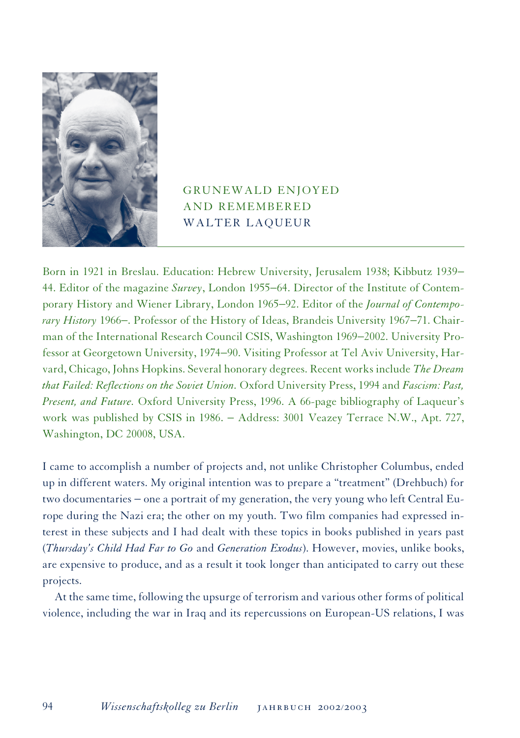# GRUNEWALD ENJOYED AND REMEMBERED

## WALTER LAQUEUR

Born in 1921 in Breslau. Education: Hebrew University, Jerusalem 1938; Kibbutz 1939–44. Editor of the magazine *Survey*, London 1955–64. Director of the Institute of Contemporary History and Wiener Library, London 1965–92. Editor of the *Journal of Contemporary History* 1966–. Professor of the History of Ideas, Brandeis University 1967–71. Chairman of the International Research Council CSIS, Washington 1969–2002. University Professor at Georgetown University, 1974–90. Visiting Professor at Tel Aviv University, Harvard, Chicago, Johns Hopkins. Several honorary degrees. Recent works include *The Dream that Failed: Reflections on the Soviet Union*. Oxford University Press, 1994 and *Fascism: Past, Present, and Future*. Oxford University Press, 1996. A 66-page bibliography of Laqueur's work was published by CSIS in 1986. – Address: 3001 Veazey Terrace N.W., Apt. 727, Washington, DC 20008, USA.

I came to accomplish a number of projects and, not unlike Christopher Columbus, ended up in different waters. My original intention was to prepare a "treatment" (Drehbuch) for two documentaries – one a portrait of my generation, the very young who left Central Europe during the Nazi era; the other on my youth. Two film companies had expressed interest in these subjects and I had dealt with these topics in books published in years past (*Thursday's Child Had Far to Go* and *Generation Exodus*). However, movies, unlike books, are expensive to produce, and as a result it took longer than anticipated to carry out these projects.

At the same time, following the upsurge of terrorism and various other forms of political violence, including the war in Iraq and its repercussions on European-US relations, I was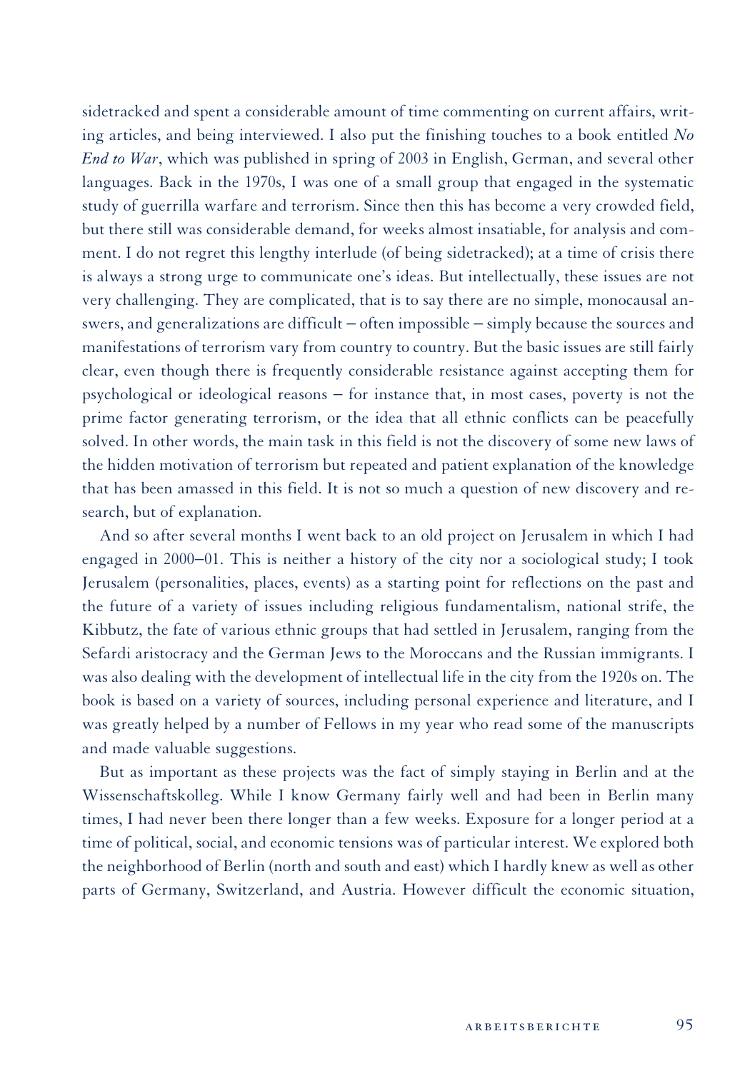sidetracked and spent a considerable amount of time commenting on current affairs, writing articles, and being interviewed. I also put the finishing touches to a book entitled *No End to War*, which was published in spring of 2003 in English, German, and several other languages. Back in the 1970s, I was one of a small group that engaged in the systematic study of guerrilla warfare and terrorism. Since then this has become a very crowded field, but there still was considerable demand, for weeks almost insatiable, for analysis and comment. I do not regret this lengthy interlude (of being sidetracked); at a time of crisis there is always a strong urge to communicate one's ideas. But intellectually, these issues are not very challenging. They are complicated, that is to say there are no simple, monocausal answers, and generalizations are difficult – often impossible – simply because the sources and manifestations of terrorism vary from country to country. But the basic issues are still fairly clear, even though there is frequently considerable resistance against accepting them for psychological or ideological reasons – for instance that, in most cases, poverty is not the prime factor generating terrorism, or the idea that all ethnic conflicts can be peacefully solved. In other words, the main task in this field is not the discovery of some new laws of the hidden motivation of terrorism but repeated and patient explanation of the knowledge that has been amassed in this field. It is not so much a question of new discovery and research, but of explanation.

And so after several months I went back to an old project on Jerusalem in which I had engaged in 2000–01. This is neither a history of the city nor a sociological study; I took Jerusalem (personalities, places, events) as a starting point for reflections on the past and the future of a variety of issues including religious fundamentalism, national strife, the Kibbutz, the fate of various ethnic groups that had settled in Jerusalem, ranging from the Sefardi aristocracy and the German Jews to the Moroccans and the Russian immigrants. I was also dealing with the development of intellectual life in the city from the 1920s on. The book is based on a variety of sources, including personal experience and literature, and I was greatly helped by a number of Fellows in my year who read some of the manuscripts and made valuable suggestions.

But as important as these projects was the fact of simply staying in Berlin and at the Wissenschaftskolleg. While I know Germany fairly well and had been in Berlin many times, I had never been there longer than a few weeks. Exposure for a longer period at a time of political, social, and economic tensions was of particular interest. We explored both the neighborhood of Berlin (north and south and east) which I hardly knew as well as other parts of Germany, Switzerland, and Austria. However difficult the economic situation,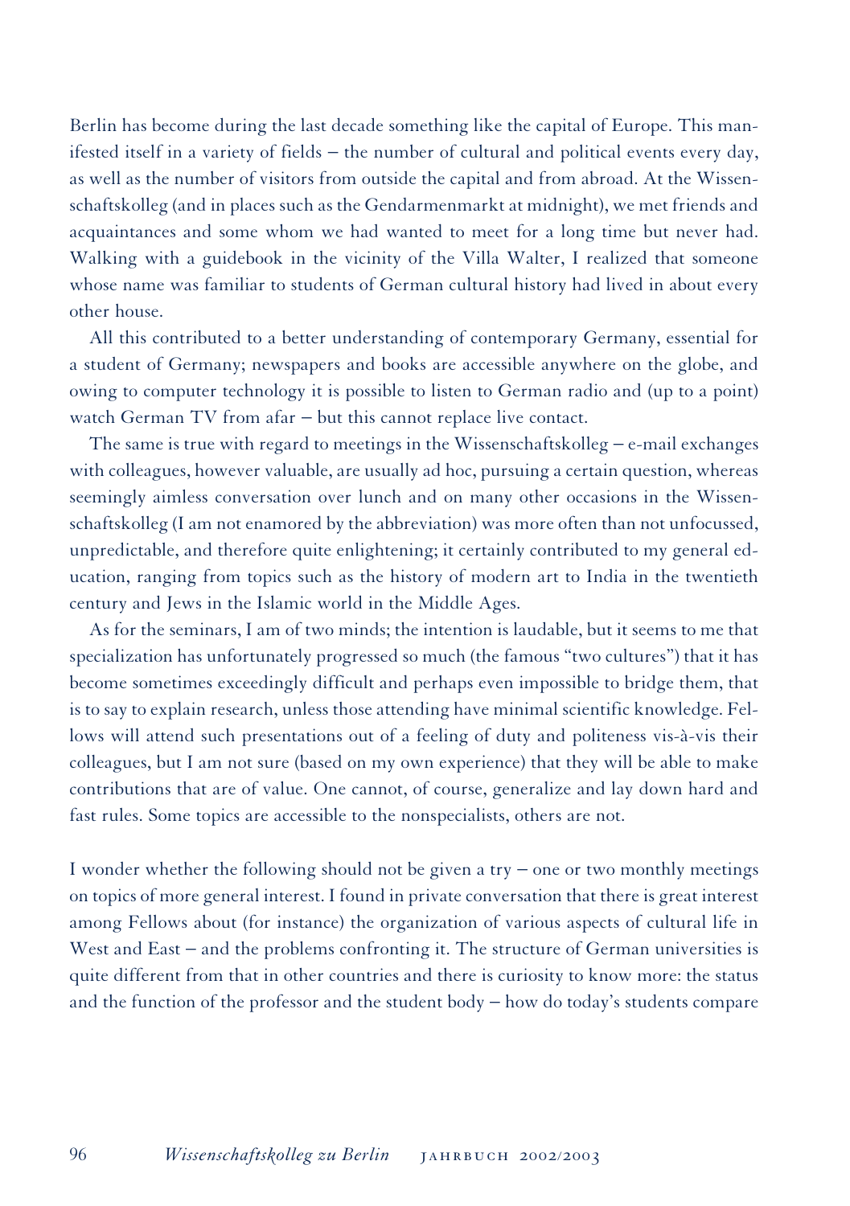Berlin has become during the last decade something like the capital of Europe. This manifested itself in a variety of fields – the number of cultural and political events every day, as well as the number of visitors from outside the capital and from abroad. At the Wissenschaftskolleg (and in places such as the Gendarmenmarkt at midnight), we met friends and acquaintances and some whom we had wanted to meet for a long time but never had. Walking with a guidebook in the vicinity of the Villa Walter, I realized that someone whose name was familiar to students of German cultural history had lived in about every other house.

All this contributed to a better understanding of contemporary Germany, essential for a student of Germany; newspapers and books are accessible anywhere on the globe, and owing to computer technology it is possible to listen to German radio and (up to a point) watch German TV from afar – but this cannot replace live contact.

The same is true with regard to meetings in the Wissenschaftskolleg – e-mail exchanges with colleagues, however valuable, are usually ad hoc, pursuing a certain question, whereas seemingly aimless conversation over lunch and on many other occasions in the Wissenschaftskolleg (I am not enamored by the abbreviation) was more often than not unfocussed, unpredictable, and therefore quite enlightening; it certainly contributed to my general education, ranging from topics such as the history of modern art to India in the twentieth century and Jews in the Islamic world in the Middle Ages.

As for the seminars, I am of two minds; the intention is laudable, but it seems to me that specialization has unfortunately progressed so much (the famous "two cultures") that it has become sometimes exceedingly difficult and perhaps even impossible to bridge them, that is to say to explain research, unless those attending have minimal scientific knowledge. Fellows will attend such presentations out of a feeling of duty and politeness vis-à-vis their colleagues, but I am not sure (based on my own experience) that they will be able to make contributions that are of value. One cannot, of course, generalize and lay down hard and fast rules. Some topics are accessible to the nonspecialists, others are not.

I wonder whether the following should not be given a try – one or two monthly meetings on topics of more general interest. I found in private conversation that there is great interest among Fellows about (for instance) the organization of various aspects of cultural life in West and East – and the problems confronting it. The structure of German universities is quite different from that in other countries and there is curiosity to know more: the status and the function of the professor and the student body – how do today's students compare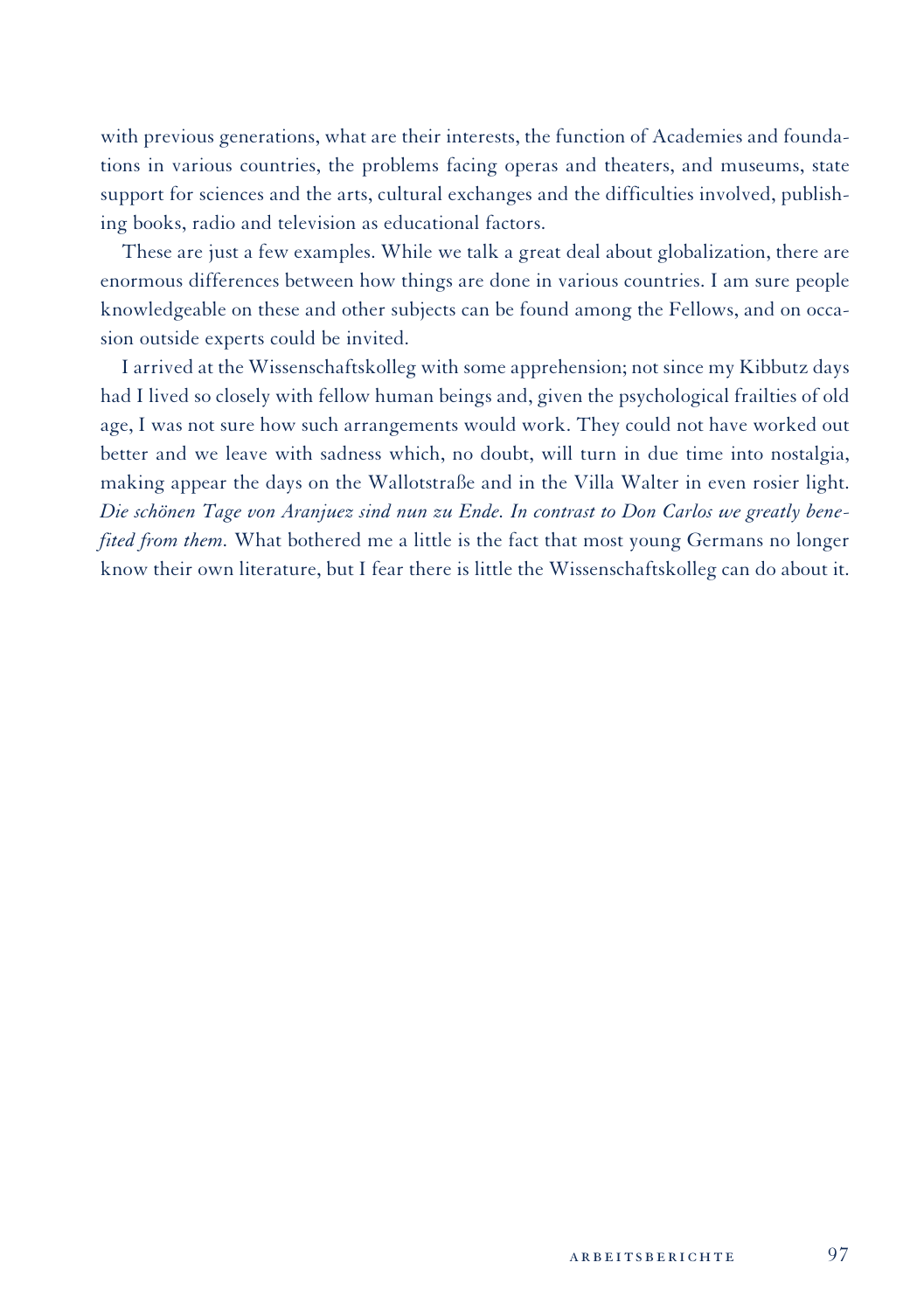with previous generations, what are their interests, the function of Academies and foundations in various countries, the problems facing operas and theaters, and museums, state support for sciences and the arts, cultural exchanges and the difficulties involved, publishing books, radio and television as educational factors.

These are just a few examples. While we talk a great deal about globalization, there are enormous differences between how things are done in various countries. I am sure people knowledgeable on these and other subjects can be found among the Fellows, and on occasion outside experts could be invited.

I arrived at the Wissenschaftskolleg with some apprehension; not since my Kibbutz days had I lived so closely with fellow human beings and, given the psychological frailties of old age, I was not sure how such arrangements would work. They could not have worked out better and we leave with sadness which, no doubt, will turn in due time into nostalgia, making appear the days on the Wallotstraße and in the Villa Walter in even rosier light. *Die schönen Tage von Aranjuez sind nun zu Ende. In contrast to Don Carlos we greatly benefited from them.* What bothered me a little is the fact that most young Germans no longer know their own literature, but I fear there is little the Wissenschaftskolleg can do about it.